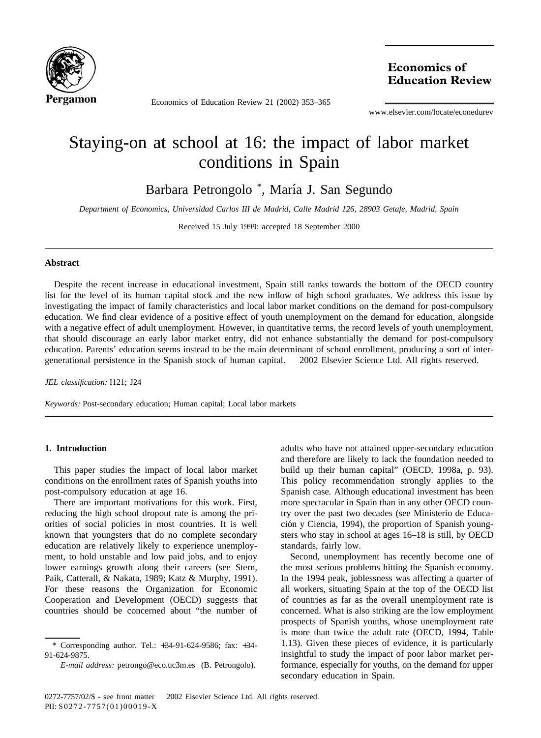# Staying-on at school at 16: the impact of labor market conditions in Spain

Barbara Petrongolo *, María J. San Segundo

*Department of Economics, Universidad Carlos III de Madrid, Calle Madrid 126, 28903 Getafe, Madrid, Spain*

Received 15 July 1999; accepted 18 September 2000

## Abstract

Despite the recent increase in educational investment, Spain still ranks towards the bottom of the OECD country list for the level of its human capital stock and the new inflow of high school graduates. We address this issue by investigating the impact of family characteristics and local labor market conditions on the demand for post-compulsory education. We find clear evidence of a positive effect of youth unemployment on the demand for education, alongside with a negative effect of adult unemployment. However, in quantitative terms, the record levels of youth unemployment, that should discourage an early labor market entry, did not enhance substantially the demand for post-compulsory education. Parents' education seems instead to be the main determinant of school enrollment, producing a sort of inter-generational persistence in the Spanish stock of human capital. © 2002 Elsevier Science Ltd. All rights reserved.

*JEL classification:* I121; J24

*Keywords:* Post-secondary education; Human capital; Local labor markets

## 1. Introduction

This paper studies the impact of local labor market conditions on the enrollment rates of Spanish youths into post-compulsory education at age 16.

There are important motivations for this work. First, reducing the high school dropout rate is among the priorities of social policies in most countries. It is well known that youngsters that do no complete secondary education are relatively likely to experience unemployment, to hold unstable and low paid jobs, and to enjoy lower earnings growth along their careers (see Stern, Paik, Catterall, & Nakata, 1989; Katz & Murphy, 1991). For these reasons the Organization for Economic Cooperation and Development (OECD) suggests that countries should be concerned about "the number of adults who have not attained upper-secondary education and therefore are likely to lack the foundation needed to build up their human capital" (OECD, 1998a, p. 93). This policy recommendation strongly applies to the Spanish case. Although educational investment has been more spectacular in Spain than in any other OECD country over the past two decades (see Ministerio de Educación y Ciencia, 1994), the proportion of Spanish youngsters who stay in school at ages 16–18 is still, by OECD standards, fairly low.

Second, unemployment has recently become one of the most serious problems hitting the Spanish economy. In the 1994 peak, joblessness was affecting a quarter of all workers, situating Spain at the top of the OECD list of countries as far as the overall unemployment rate is concerned. What is also striking are the low employment prospects of Spanish youths, whose unemployment rate is more than twice the adult rate (OECD, 1994, Table 1.13). Given these pieces of evidence, it is particularly insightful to study the impact of poor labor market performance, especially for youths, on the demand for upper secondary education in Spain.

* Corresponding author. Tel.: +34-91-624-9586; fax: +34-91-624-9875.

*E-mail address:* petrongo@eco.uc3m.es (B. Petrongolo).

0272-7757/02/$ - see front matter © 2002 Elsevier Science Ltd. All rights reserved.
PII: S0272-7757(01)00019-X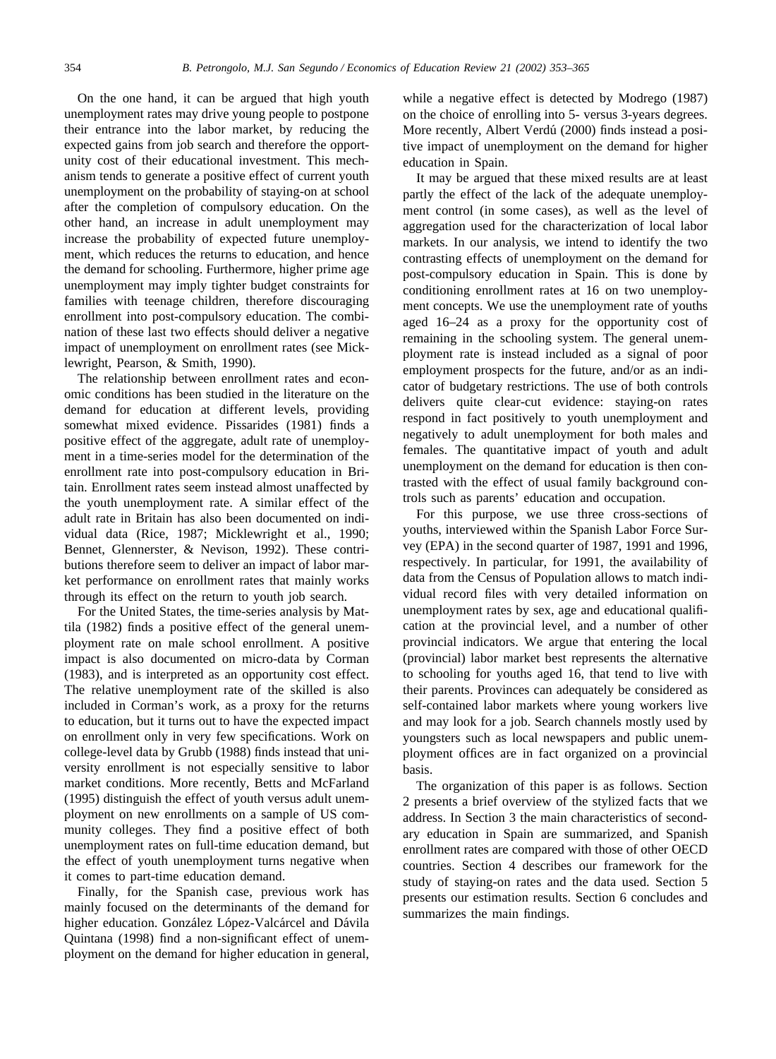On the one hand, it can be argued that high youth unemployment rates may drive young people to postpone their entrance into the labor market, by reducing the expected gains from job search and therefore the opportunity cost of their educational investment. This mechanism tends to generate a positive effect of current youth unemployment on the probability of staying-on at school after the completion of compulsory education. On the other hand, an increase in adult unemployment may increase the probability of expected future unemployment, which reduces the returns to education, and hence the demand for schooling. Furthermore, higher prime age unemployment may imply tighter budget constraints for families with teenage children, therefore discouraging enrollment into post-compulsory education. The combination of these last two effects should deliver a negative impact of unemployment on enrollment rates (see Micklewright, Pearson, & Smith, 1990).

The relationship between enrollment rates and economic conditions has been studied in the literature on the demand for education at different levels, providing somewhat mixed evidence. Pissarides (1981) finds a positive effect of the aggregate, adult rate of unemployment in a time-series model for the determination of the enrollment rate into post-compulsory education in Britain. Enrollment rates seem instead almost unaffected by the youth unemployment rate. A similar effect of the adult rate in Britain has also been documented on individual data (Rice, 1987; Micklewright et al., 1990; Bennet, Glennerster, & Nevison, 1992). These contributions therefore seem to deliver an impact of labor market performance on enrollment rates that mainly works through its effect on the return to youth job search.

For the United States, the time-series analysis by Mattila (1982) finds a positive effect of the general unemployment rate on male school enrollment. A positive impact is also documented on micro-data by Corman (1983), and is interpreted as an opportunity cost effect. The relative unemployment rate of the skilled is also included in Corman's work, as a proxy for the returns to education, but it turns out to have the expected impact on enrollment only in very few specifications. Work on college-level data by Grubb (1988) finds instead that university enrollment is not especially sensitive to labor market conditions. More recently, Betts and McFarland (1995) distinguish the effect of youth versus adult unemployment on new enrollments on a sample of US community colleges. They find a positive effect of both unemployment rates on full-time education demand, but the effect of youth unemployment turns negative when it comes to part-time education demand.

Finally, for the Spanish case, previous work has mainly focused on the determinants of the demand for higher education. González López-Valcárcel and Dávila Quintana (1998) find a non-significant effect of unemployment on the demand for higher education in general, while a negative effect is detected by Modrego (1987) on the choice of enrolling into 5- versus 3-years degrees. More recently, Albert Verdú (2000) finds instead a positive impact of unemployment on the demand for higher education in Spain.

It may be argued that these mixed results are at least partly the effect of the lack of the adequate unemployment control (in some cases), as well as the level of aggregation used for the characterization of local labor markets. In our analysis, we intend to identify the two contrasting effects of unemployment on the demand for post-compulsory education in Spain. This is done by conditioning enrollment rates at 16 on two unemployment concepts. We use the unemployment rate of youths aged 16–24 as a proxy for the opportunity cost of remaining in the schooling system. The general unemployment rate is instead included as a signal of poor employment prospects for the future, and/or as an indicator of budgetary restrictions. The use of both controls delivers quite clear-cut evidence: staying-on rates respond in fact positively to youth unemployment and negatively to adult unemployment for both males and females. The quantitative impact of youth and adult unemployment on the demand for education is then contrasted with the effect of usual family background controls such as parents' education and occupation.

For this purpose, we use three cross-sections of youths, interviewed within the Spanish Labor Force Survey (EPA) in the second quarter of 1987, 1991 and 1996, respectively. In particular, for 1991, the availability of data from the Census of Population allows to match individual record files with very detailed information on unemployment rates by sex, age and educational qualification at the provincial level, and a number of other provincial indicators. We argue that entering the local (provincial) labor market best represents the alternative to schooling for youths aged 16, that tend to live with their parents. Provinces can adequately be considered as self-contained labor markets where young workers live and may look for a job. Search channels mostly used by youngsters such as local newspapers and public unemployment offices are in fact organized on a provincial basis.

The organization of this paper is as follows. Section 2 presents a brief overview of the stylized facts that we address. In Section 3 the main characteristics of secondary education in Spain are summarized, and Spanish enrollment rates are compared with those of other OECD countries. Section 4 describes our framework for the study of staying-on rates and the data used. Section 5 presents our estimation results. Section 6 concludes and summarizes the main findings.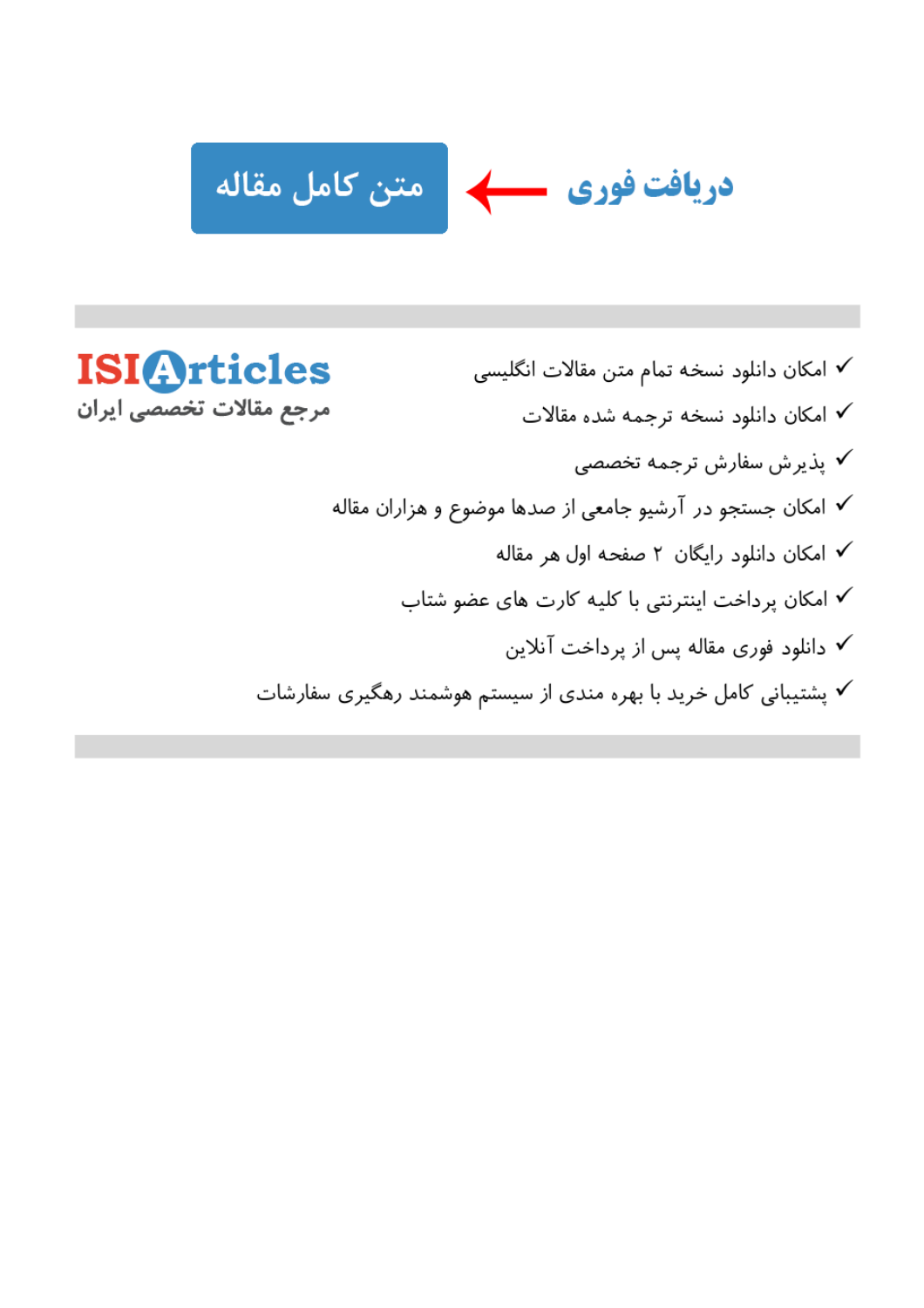دریافت فوری ← **متن کامل مقاله**

**ISIArticles**
مرجع مقالات تخصصی ایران

- ✓ امکان دانلود نسخه تمام متن مقالات انگلیسی
- ✓ امکان دانلود نسخه ترجمه شده مقالات
- ✓ پذیرش سفارش ترجمه تخصصی
- ✓ امکان جستجو در آرشیو جامعی از صدها موضوع و هزاران مقاله
- ✓ امکان دانلود رایگان ۲ صفحه اول هر مقاله
- ✓ امکان پرداخت اینترنتی با کلیه کارت های عضو شتاب
- ✓ دانلود فوری مقاله پس از پرداخت آنلاین
- ✓ پشتیبانی کامل خرید با بهره مندی از سیستم هوشمند رهگیری سفارشات